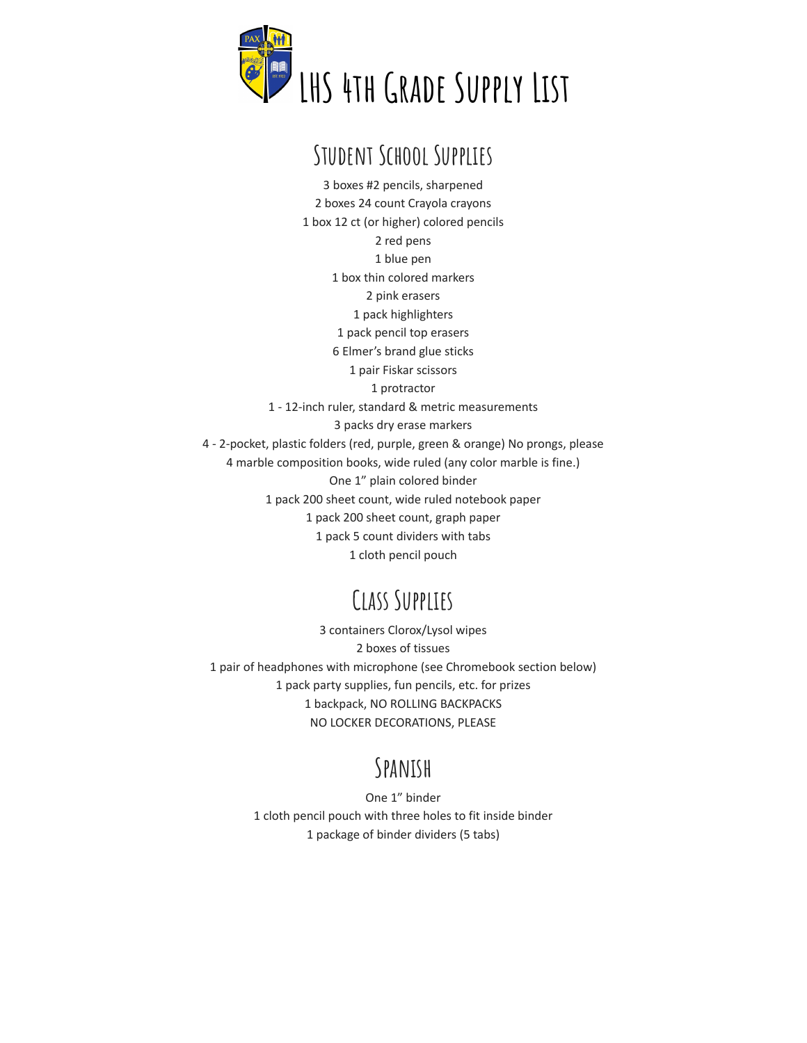# LHS 4th Grade Supply List

## Student School Supplies

3 boxes #2 pencils, sharpened
2 boxes 24 count Crayola crayons
1 box 12 ct (or higher) colored pencils
2 red pens
1 blue pen
1 box thin colored markers
2 pink erasers
1 pack highlighters
1 pack pencil top erasers
6 Elmer's brand glue sticks
1 pair Fiskar scissors
1 protractor
1 - 12-inch ruler, standard & metric measurements
3 packs dry erase markers
4 - 2-pocket, plastic folders (red, purple, green & orange) No prongs, please
4 marble composition books, wide ruled (any color marble is fine.)
One 1" plain colored binder
1 pack 200 sheet count, wide ruled notebook paper
1 pack 200 sheet count, graph paper
1 pack 5 count dividers with tabs
1 cloth pencil pouch

## Class Supplies

3 containers Clorox/Lysol wipes
2 boxes of tissues
1 pair of headphones with microphone (see Chromebook section below)
1 pack party supplies, fun pencils, etc. for prizes
1 backpack, NO ROLLING BACKPACKS
NO LOCKER DECORATIONS, PLEASE

## Spanish

One 1" binder
1 cloth pencil pouch with three holes to fit inside binder
1 package of binder dividers (5 tabs)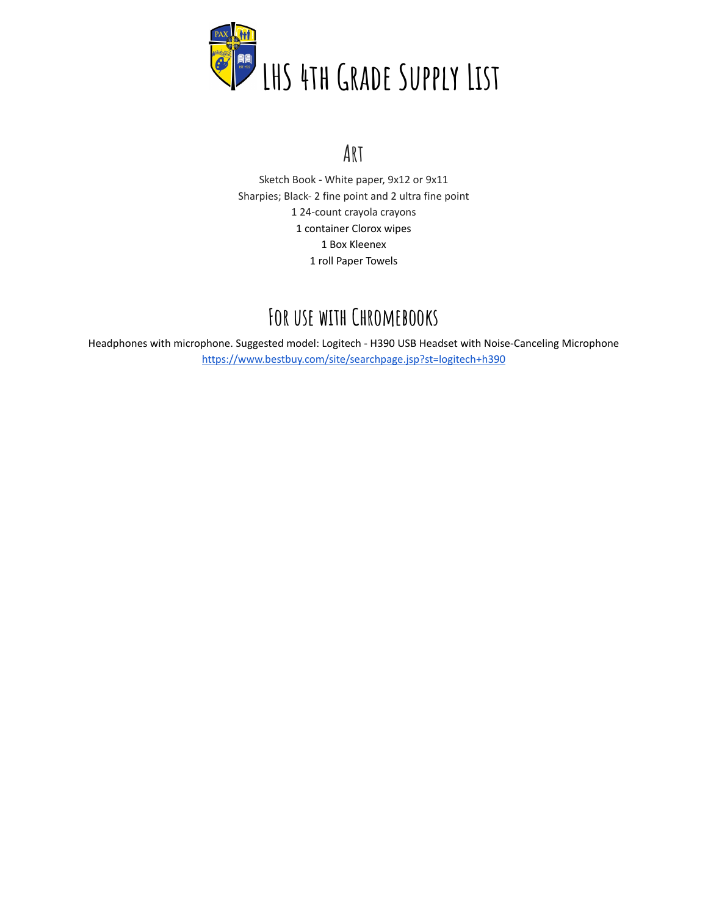# LHS 4th Grade Supply List

## Art

Sketch Book - White paper, 9x12 or 9x11

Sharpies; Black- 2 fine point and 2 ultra fine point

1 24-count crayola crayons

1 container Clorox wipes

1 Box Kleenex

1 roll Paper Towels

## For use with Chromebooks

Headphones with microphone. Suggested model: Logitech - H390 USB Headset with Noise-Canceling Microphone

https://www.bestbuy.com/site/searchpage.jsp?st=logitech+h390